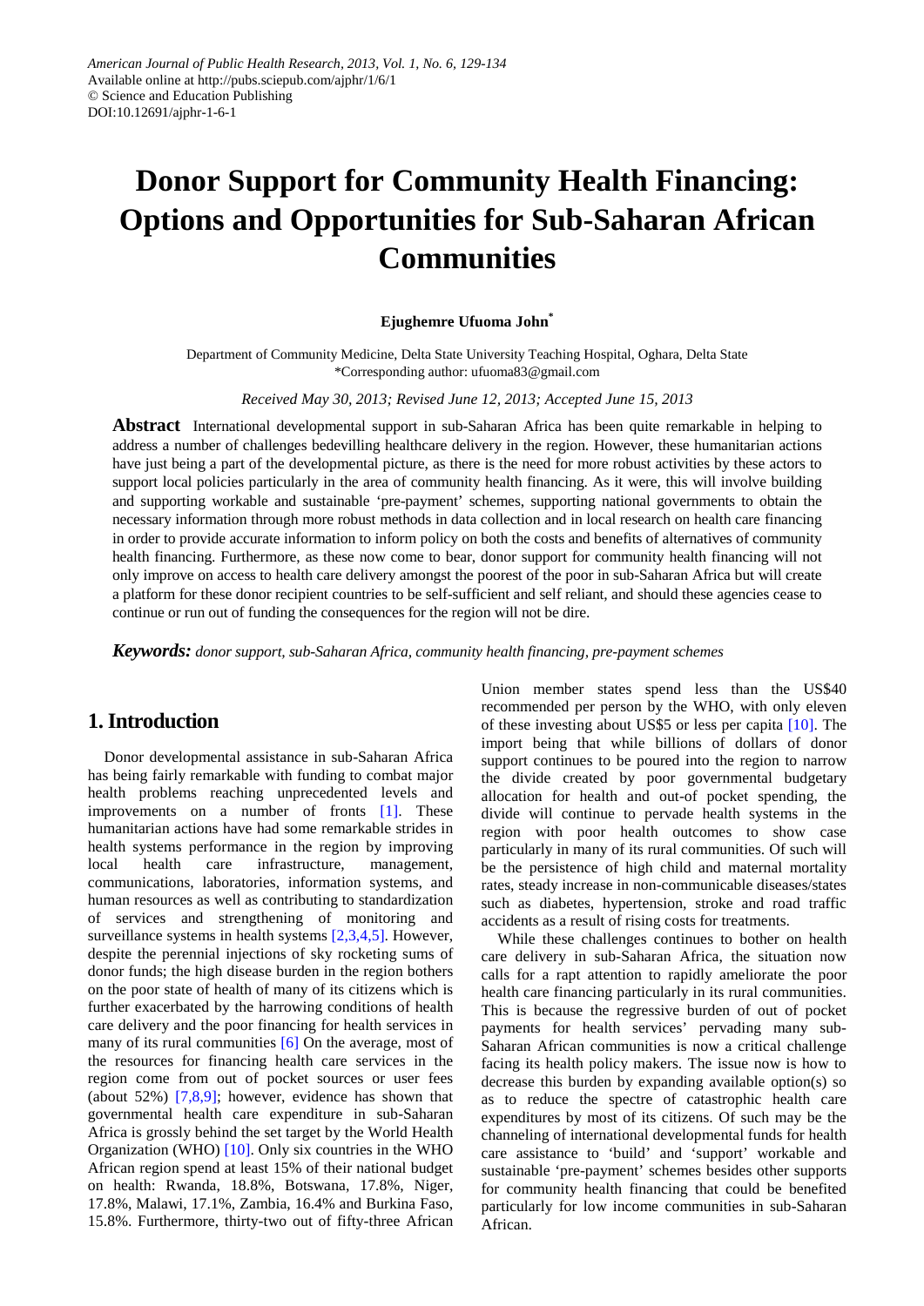American Journal of Public Health Research, 2013, Vol. 1, No. 6, 129-134
Available online at http://pubs.sciepub.com/ajphr/1/6/1
© Science and Education Publishing
DOI:10.12691/ajphr-1-6-1

# Donor Support for Community Health Financing: Options and Opportunities for Sub-Saharan African Communities

**Ejughemre Ufuoma John***

Department of Community Medicine, Delta State University Teaching Hospital, Oghara, Delta State
*Corresponding author: ufuoma83@gmail.com

*Received May 30, 2013; Revised June 12, 2013; Accepted June 15, 2013*

**Abstract** International developmental support in sub-Saharan Africa has been quite remarkable in helping to address a number of challenges bedevilling healthcare delivery in the region. However, these humanitarian actions have just being a part of the developmental picture, as there is the need for more robust activities by these actors to support local policies particularly in the area of community health financing. As it were, this will involve building and supporting workable and sustainable 'pre-payment' schemes, supporting national governments to obtain the necessary information through more robust methods in data collection and in local research on health care financing in order to provide accurate information to inform policy on both the costs and benefits of alternatives of community health financing. Furthermore, as these now come to bear, donor support for community health financing will not only improve on access to health care delivery amongst the poorest of the poor in sub-Saharan Africa but will create a platform for these donor recipient countries to be self-sufficient and self reliant, and should these agencies cease to continue or run out of funding the consequences for the region will not be dire.

***Keywords:*** *donor support, sub-Saharan Africa, community health financing, pre-payment schemes*

## 1. Introduction

Donor developmental assistance in sub-Saharan Africa has being fairly remarkable with funding to combat major health problems reaching unprecedented levels and improvements on a number of fronts [1]. These humanitarian actions have had some remarkable strides in health systems performance in the region by improving local health care infrastructure, management, communications, laboratories, information systems, and human resources as well as contributing to standardization of services and strengthening of monitoring and surveillance systems in health systems [2,3,4,5]. However, despite the perennial injections of sky rocketing sums of donor funds; the high disease burden in the region bothers on the poor state of health of many of its citizens which is further exacerbated by the harrowing conditions of health care delivery and the poor financing for health services in many of its rural communities [6] On the average, most of the resources for financing health care services in the region come from out of pocket sources or user fees (about 52%) [7,8,9]; however, evidence has shown that governmental health care expenditure in sub-Saharan Africa is grossly behind the set target by the World Health Organization (WHO) [10]. Only six countries in the WHO African region spend at least 15% of their national budget on health: Rwanda, 18.8%, Botswana, 17.8%, Niger, 17.8%, Malawi, 17.1%, Zambia, 16.4% and Burkina Faso, 15.8%. Furthermore, thirty-two out of fifty-three African Union member states spend less than the US$40 recommended per person by the WHO, with only eleven of these investing about US$5 or less per capita [10]. The import being that while billions of dollars of donor support continues to be poured into the region to narrow the divide created by poor governmental budgetary allocation for health and out-of pocket spending, the divide will continue to pervade health systems in the region with poor health outcomes to show case particularly in many of its rural communities. Of such will be the persistence of high child and maternal mortality rates, steady increase in non-communicable diseases/states such as diabetes, hypertension, stroke and road traffic accidents as a result of rising costs for treatments.

While these challenges continues to bother on health care delivery in sub-Saharan Africa, the situation now calls for a rapt attention to rapidly ameliorate the poor health care financing particularly in its rural communities. This is because the regressive burden of out of pocket payments for health services' pervading many sub-Saharan African communities is now a critical challenge facing its health policy makers. The issue now is how to decrease this burden by expanding available option(s) so as to reduce the spectre of catastrophic health care expenditures by most of its citizens. Of such may be the channeling of international developmental funds for health care assistance to 'build' and 'support' workable and sustainable 'pre-payment' schemes besides other supports for community health financing that could be benefited particularly for low income communities in sub-Saharan African.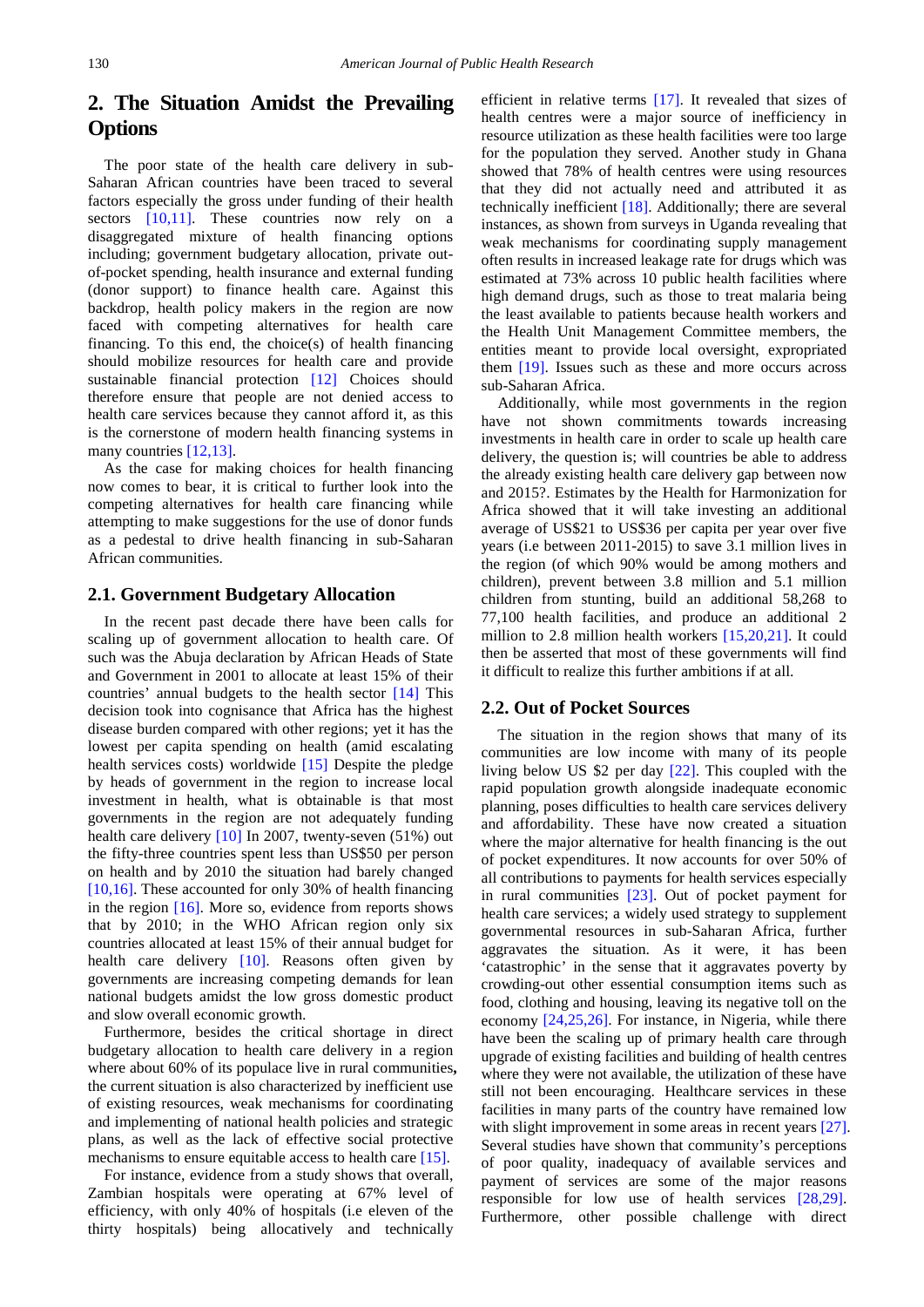## 2. The Situation Amidst the Prevailing Options

The poor state of the health care delivery in sub-Saharan African countries have been traced to several factors especially the gross under funding of their health sectors [10,11]. These countries now rely on a disaggregated mixture of health financing options including; government budgetary allocation, private out-of-pocket spending, health insurance and external funding (donor support) to finance health care. Against this backdrop, health policy makers in the region are now faced with competing alternatives for health care financing. To this end, the choice(s) of health financing should mobilize resources for health care and provide sustainable financial protection [12] Choices should therefore ensure that people are not denied access to health care services because they cannot afford it, as this is the cornerstone of modern health financing systems in many countries [12,13].

As the case for making choices for health financing now comes to bear, it is critical to further look into the competing alternatives for health care financing while attempting to make suggestions for the use of donor funds as a pedestal to drive health financing in sub-Saharan African communities.

### 2.1. Government Budgetary Allocation

In the recent past decade there have been calls for scaling up of government allocation to health care. Of such was the Abuja declaration by African Heads of State and Government in 2001 to allocate at least 15% of their countries' annual budgets to the health sector [14] This decision took into cognisance that Africa has the highest disease burden compared with other regions; yet it has the lowest per capita spending on health (amid escalating health services costs) worldwide [15] Despite the pledge by heads of government in the region to increase local investment in health, what is obtainable is that most governments in the region are not adequately funding health care delivery [10] In 2007, twenty-seven (51%) out the fifty-three countries spent less than US$50 per person on health and by 2010 the situation had barely changed [10,16]. These accounted for only 30% of health financing in the region [16]. More so, evidence from reports shows that by 2010; in the WHO African region only six countries allocated at least 15% of their annual budget for health care delivery [10]. Reasons often given by governments are increasing competing demands for lean national budgets amidst the low gross domestic product and slow overall economic growth.

Furthermore, besides the critical shortage in direct budgetary allocation to health care delivery in a region where about 60% of its populace live in rural communities**,** the current situation is also characterized by inefficient use of existing resources, weak mechanisms for coordinating and implementing of national health policies and strategic plans, as well as the lack of effective social protective mechanisms to ensure equitable access to health care [15].

For instance, evidence from a study shows that overall, Zambian hospitals were operating at 67% level of efficiency, with only 40% of hospitals (i.e eleven of the thirty hospitals) being allocatively and technically efficient in relative terms [17]. It revealed that sizes of health centres were a major source of inefficiency in resource utilization as these health facilities were too large for the population they served. Another study in Ghana showed that 78% of health centres were using resources that they did not actually need and attributed it as technically inefficient [18]. Additionally; there are several instances, as shown from surveys in Uganda revealing that weak mechanisms for coordinating supply management often results in increased leakage rate for drugs which was estimated at 73% across 10 public health facilities where high demand drugs, such as those to treat malaria being the least available to patients because health workers and the Health Unit Management Committee members, the entities meant to provide local oversight, expropriated them [19]. Issues such as these and more occurs across sub-Saharan Africa.

Additionally, while most governments in the region have not shown commitments towards increasing investments in health care in order to scale up health care delivery, the question is; will countries be able to address the already existing health care delivery gap between now and 2015?. Estimates by the Health for Harmonization for Africa showed that it will take investing an additional average of US$21 to US$36 per capita per year over five years (i.e between 2011-2015) to save 3.1 million lives in the region (of which 90% would be among mothers and children), prevent between 3.8 million and 5.1 million children from stunting, build an additional 58,268 to 77,100 health facilities, and produce an additional 2 million to 2.8 million health workers [15,20,21]. It could then be asserted that most of these governments will find it difficult to realize this further ambitions if at all.

### 2.2. Out of Pocket Sources

The situation in the region shows that many of its communities are low income with many of its people living below US $2 per day [22]. This coupled with the rapid population growth alongside inadequate economic planning, poses difficulties to health care services delivery and affordability. These have now created a situation where the major alternative for health financing is the out of pocket expenditures. It now accounts for over 50% of all contributions to payments for health services especially in rural communities [23]. Out of pocket payment for health care services; a widely used strategy to supplement governmental resources in sub-Saharan Africa, further aggravates the situation. As it were, it has been 'catastrophic' in the sense that it aggravates poverty by crowding-out other essential consumption items such as food, clothing and housing, leaving its negative toll on the economy [24,25,26]. For instance, in Nigeria, while there have been the scaling up of primary health care through upgrade of existing facilities and building of health centres where they were not available, the utilization of these have still not been encouraging. Healthcare services in these facilities in many parts of the country have remained low with slight improvement in some areas in recent years [27]. Several studies have shown that community's perceptions of poor quality, inadequacy of available services and payment of services are some of the major reasons responsible for low use of health services [28,29]. Furthermore, other possible challenge with direct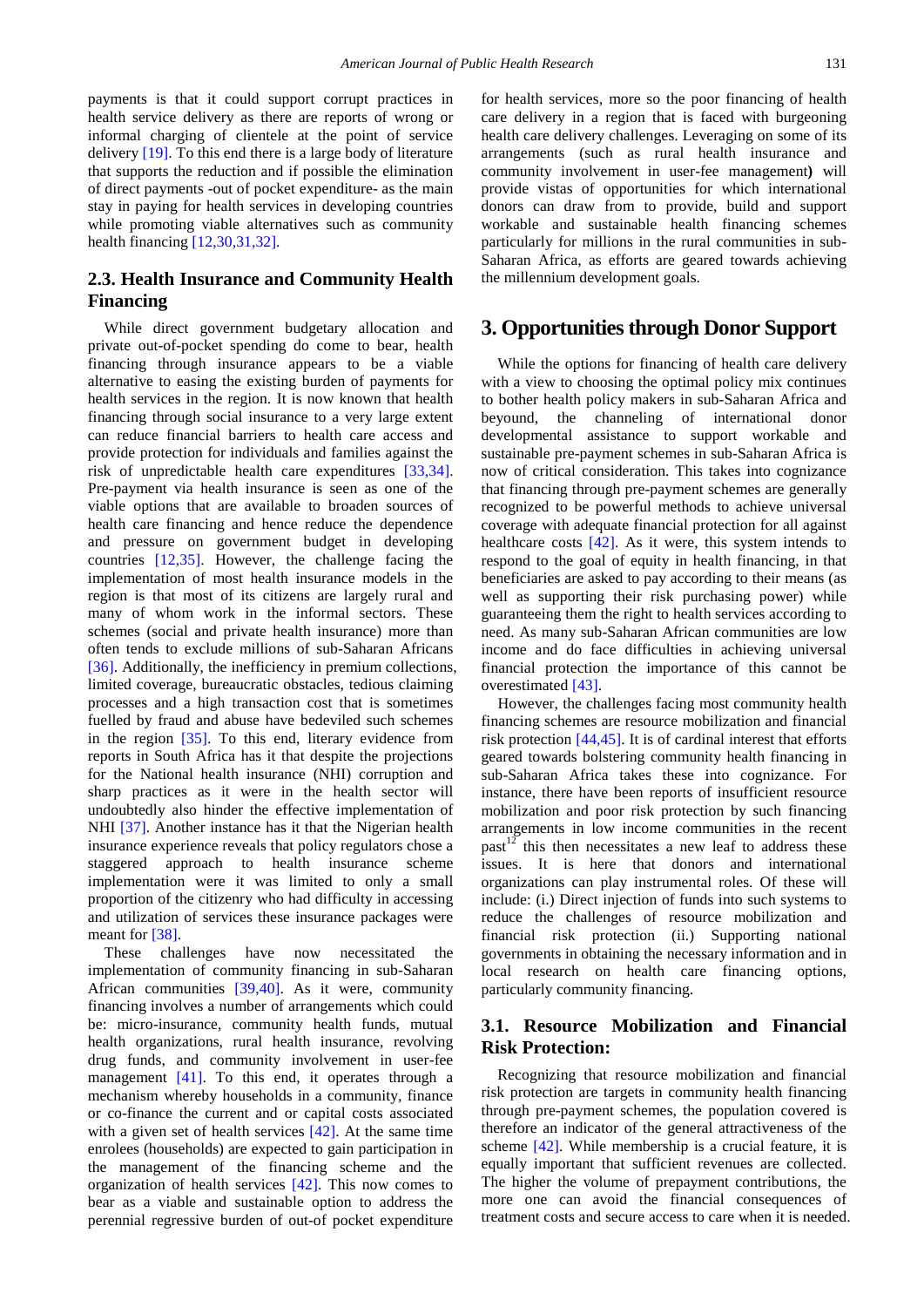payments is that it could support corrupt practices in health service delivery as there are reports of wrong or informal charging of clientele at the point of service delivery [19]. To this end there is a large body of literature that supports the reduction and if possible the elimination of direct payments -out of pocket expenditure- as the main stay in paying for health services in developing countries while promoting viable alternatives such as community health financing [12,30,31,32].

## 2.3. Health Insurance and Community Health Financing

While direct government budgetary allocation and private out-of-pocket spending do come to bear, health financing through insurance appears to be a viable alternative to easing the existing burden of payments for health services in the region. It is now known that health financing through social insurance to a very large extent can reduce financial barriers to health care access and provide protection for individuals and families against the risk of unpredictable health care expenditures [33,34]. Pre-payment via health insurance is seen as one of the viable options that are available to broaden sources of health care financing and hence reduce the dependence and pressure on government budget in developing countries [12,35]. However, the challenge facing the implementation of most health insurance models in the region is that most of its citizens are largely rural and many of whom work in the informal sectors. These schemes (social and private health insurance) more than often tends to exclude millions of sub-Saharan Africans [36]. Additionally, the inefficiency in premium collections, limited coverage, bureaucratic obstacles, tedious claiming processes and a high transaction cost that is sometimes fuelled by fraud and abuse have bedeviled such schemes in the region [35]. To this end, literary evidence from reports in South Africa has it that despite the projections for the National health insurance (NHI) corruption and sharp practices as it were in the health sector will undoubtedly also hinder the effective implementation of NHI [37]. Another instance has it that the Nigerian health insurance experience reveals that policy regulators chose a staggered approach to health insurance scheme implementation were it was limited to only a small proportion of the citizenry who had difficulty in accessing and utilization of services these insurance packages were meant for [38].

These challenges have now necessitated the implementation of community financing in sub-Saharan African communities [39,40]. As it were, community financing involves a number of arrangements which could be: micro-insurance, community health funds, mutual health organizations, rural health insurance, revolving drug funds, and community involvement in user-fee management [41]. To this end, it operates through a mechanism whereby households in a community, finance or co-finance the current and or capital costs associated with a given set of health services [42]. At the same time enrolees (households) are expected to gain participation in the management of the financing scheme and the organization of health services [42]. This now comes to bear as a viable and sustainable option to address the perennial regressive burden of out-of pocket expenditure for health services, more so the poor financing of health care delivery in a region that is faced with burgeoning health care delivery challenges. Leveraging on some of its arrangements (such as rural health insurance and community involvement in user-fee management**)** will provide vistas of opportunities for which international donors can draw from to provide, build and support workable and sustainable health financing schemes particularly for millions in the rural communities in sub-Saharan Africa, as efforts are geared towards achieving the millennium development goals.

# 3. Opportunities through Donor Support

While the options for financing of health care delivery with a view to choosing the optimal policy mix continues to bother health policy makers in sub-Saharan Africa and beyond, the channeling of international donor developmental assistance to support workable and sustainable pre-payment schemes in sub-Saharan Africa is now of critical consideration. This takes into cognizance that financing through pre-payment schemes are generally recognized to be powerful methods to achieve universal coverage with adequate financial protection for all against healthcare costs [42]. As it were, this system intends to respond to the goal of equity in health financing, in that beneficiaries are asked to pay according to their means (as well as supporting their risk purchasing power) while guaranteeing them the right to health services according to need. As many sub-Saharan African communities are low income and do face difficulties in achieving universal financial protection the importance of this cannot be overestimated [43].

However, the challenges facing most community health financing schemes are resource mobilization and financial risk protection [44,45]. It is of cardinal interest that efforts geared towards bolstering community health financing in sub-Saharan Africa takes these into cognizance. For instance, there have been reports of insufficient resource mobilization and poor risk protection by such financing arrangements in low income communities in the recent past[12] this then necessitates a new leaf to address these issues. It is here that donors and international organizations can play instrumental roles. Of these will include: (i.) Direct injection of funds into such systems to reduce the challenges of resource mobilization and financial risk protection (ii.) Supporting national governments in obtaining the necessary information and in local research on health care financing options, particularly community financing.

## 3.1. Resource Mobilization and Financial Risk Protection:

Recognizing that resource mobilization and financial risk protection are targets in community health financing through pre-payment schemes, the population covered is therefore an indicator of the general attractiveness of the scheme [42]. While membership is a crucial feature, it is equally important that sufficient revenues are collected. The higher the volume of prepayment contributions, the more one can avoid the financial consequences of treatment costs and secure access to care when it is needed.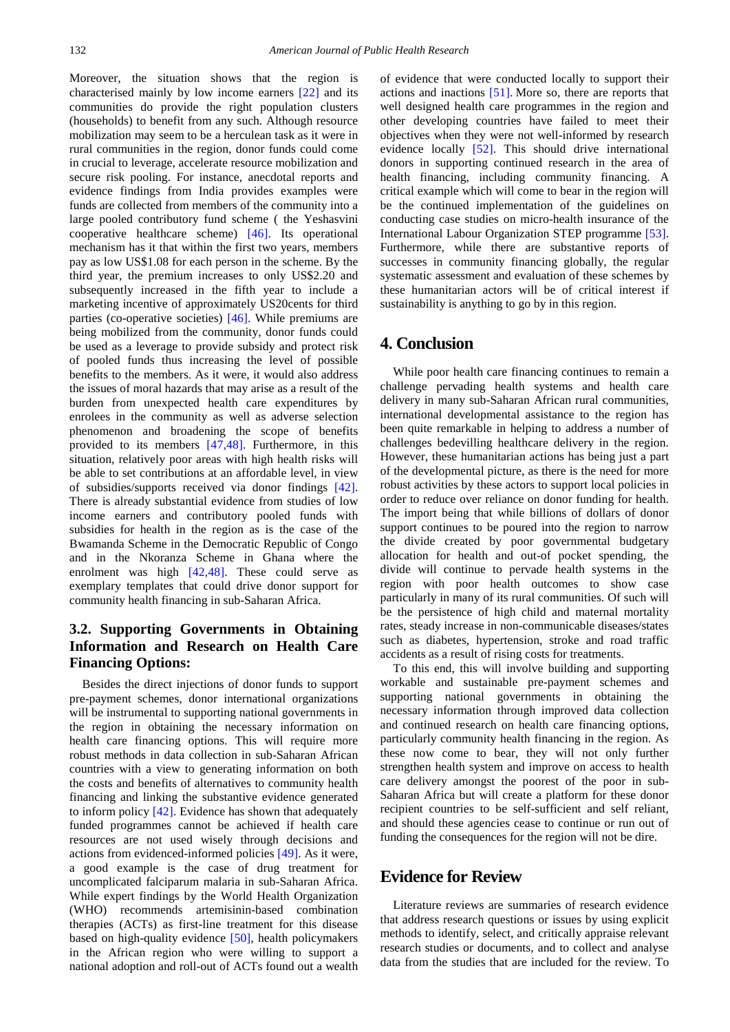Moreover, the situation shows that the region is characterised mainly by low income earners [22] and its communities do provide the right population clusters (households) to benefit from any such. Although resource mobilization may seem to be a herculean task as it were in rural communities in the region, donor funds could come in crucial to leverage, accelerate resource mobilization and secure risk pooling. For instance, anecdotal reports and evidence findings from India provides examples were funds are collected from members of the community into a large pooled contributory fund scheme ( the Yeshasvini cooperative healthcare scheme) [46]. Its operational mechanism has it that within the first two years, members pay as low US$1.08 for each person in the scheme. By the third year, the premium increases to only US$2.20 and subsequently increased in the fifth year to include a marketing incentive of approximately US20cents for third parties (co-operative societies) [46]. While premiums are being mobilized from the community, donor funds could be used as a leverage to provide subsidy and protect risk of pooled funds thus increasing the level of possible benefits to the members. As it were, it would also address the issues of moral hazards that may arise as a result of the burden from unexpected health care expenditures by enrolees in the community as well as adverse selection phenomenon and broadening the scope of benefits provided to its members [47,48]. Furthermore, in this situation, relatively poor areas with high health risks will be able to set contributions at an affordable level, in view of subsidies/supports received via donor findings [42]. There is already substantial evidence from studies of low income earners and contributory pooled funds with subsidies for health in the region as is the case of the Bwamanda Scheme in the Democratic Republic of Congo and in the Nkoranza Scheme in Ghana where the enrolment was high [42,48]. These could serve as exemplary templates that could drive donor support for community health financing in sub-Saharan Africa.

### 3.2. Supporting Governments in Obtaining Information and Research on Health Care Financing Options:

Besides the direct injections of donor funds to support pre-payment schemes, donor international organizations will be instrumental to supporting national governments in the region in obtaining the necessary information on health care financing options. This will require more robust methods in data collection in sub-Saharan African countries with a view to generating information on both the costs and benefits of alternatives to community health financing and linking the substantive evidence generated to inform policy [42]. Evidence has shown that adequately funded programmes cannot be achieved if health care resources are not used wisely through decisions and actions from evidenced-informed policies [49]. As it were, a good example is the case of drug treatment for uncomplicated falciparum malaria in sub-Saharan Africa. While expert findings by the World Health Organization (WHO) recommends artemisinin-based combination therapies (ACTs) as first-line treatment for this disease based on high-quality evidence [50], health policymakers in the African region who were willing to support a national adoption and roll-out of ACTs found out a wealth of evidence that were conducted locally to support their actions and inactions [51]. More so, there are reports that well designed health care programmes in the region and other developing countries have failed to meet their objectives when they were not well-informed by research evidence locally [52]. This should drive international donors in supporting continued research in the area of health financing, including community financing. A critical example which will come to bear in the region will be the continued implementation of the guidelines on conducting case studies on micro-health insurance of the International Labour Organization STEP programme [53]. Furthermore, while there are substantive reports of successes in community financing globally, the regular systematic assessment and evaluation of these schemes by these humanitarian actors will be of critical interest if sustainability is anything to go by in this region.

## 4. Conclusion

While poor health care financing continues to remain a challenge pervading health systems and health care delivery in many sub-Saharan African rural communities, international developmental assistance to the region has been quite remarkable in helping to address a number of challenges bedevilling healthcare delivery in the region. However, these humanitarian actions has being just a part of the developmental picture, as there is the need for more robust activities by these actors to support local policies in order to reduce over reliance on donor funding for health. The import being that while billions of dollars of donor support continues to be poured into the region to narrow the divide created by poor governmental budgetary allocation for health and out-of pocket spending, the divide will continue to pervade health systems in the region with poor health outcomes to show case particularly in many of its rural communities. Of such will be the persistence of high child and maternal mortality rates, steady increase in non-communicable diseases/states such as diabetes, hypertension, stroke and road traffic accidents as a result of rising costs for treatments.

To this end, this will involve building and supporting workable and sustainable pre-payment schemes and supporting national governments in obtaining the necessary information through improved data collection and continued research on health care financing options, particularly community health financing in the region. As these now come to bear, they will not only further strengthen health system and improve on access to health care delivery amongst the poorest of the poor in sub-Saharan Africa but will create a platform for these donor recipient countries to be self-sufficient and self reliant, and should these agencies cease to continue or run out of funding the consequences for the region will not be dire.

## Evidence for Review

Literature reviews are summaries of research evidence that address research questions or issues by using explicit methods to identify, select, and critically appraise relevant research studies or documents, and to collect and analyse data from the studies that are included for the review. To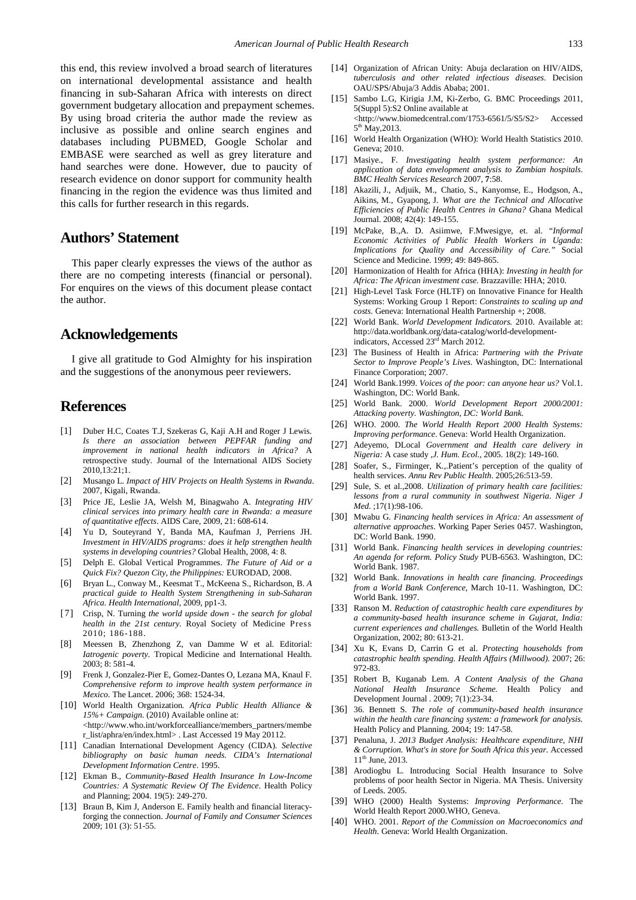this end, this review involved a broad search of literatures on international developmental assistance and health financing in sub-Saharan Africa with interests on direct government budgetary allocation and prepayment schemes. By using broad criteria the author made the review as inclusive as possible and online search engines and databases including PUBMED, Google Scholar and EMBASE were searched as well as grey literature and hand searches were done. However, due to paucity of research evidence on donor support for community health financing in the region the evidence was thus limited and this calls for further research in this regards.

## Authors' Statement

This paper clearly expresses the views of the author as there are no competing interests (financial or personal). For enquires on the views of this document please contact the author.

## Acknowledgements

I give all gratitude to God Almighty for his inspiration and the suggestions of the anonymous peer reviewers.

## References

[1] Duber H.C, Coates T.J, Szekeras G, Kaji A.H and Roger J Lewis. *Is there an association between PEPFAR funding and improvement in national health indicators in Africa?* A retrospective study. Journal of the International AIDS Society 2010,13:21;1.

[2] Musango L. *Impact of HIV Projects on Health Systems in Rwanda*. 2007, Kigali, Rwanda.

[3] Price JE, Leslie JA, Welsh M, Binagwaho A. *Integrating HIV clinical services into primary health care in Rwanda: a measure of quantitative effects*. AIDS Care, 2009, 21: 608-614.

[4] Yu D, Souteyrand Y, Banda MA, Kaufman J, Perriens JH. *Investment in HIV/AIDS programs: does it help strengthen health systems in developing countries?* Global Health, 2008, 4: 8.

[5] Delph E. Global Vertical Programmes. *The Future of Aid or a Quick Fix? Quezon City, the Philippines:* EURODAD, 2008.

[6] Bryan L., Conway M., Keesmat T., McKeena S., Richardson, B. *A practical guide to Health System Strengthening in sub-Saharan Africa. Health International*, 2009, pp1-3.

[7] Crisp, N. Turning *the world upside down - the search for global health in the 21st century.* Royal Society of Medicine Press 2010; 186-188.

[8] Meessen B, Zhenzhong Z, van Damme W et al. Editorial: *Iatrogenic poverty*. Tropical Medicine and International Health. 2003; 8: 581-4.

[9] Frenk J, Gonzalez-Pier E, Gomez-Dantes O, Lezana MA, Knaul F. *Comprehensive reform to improve health system performance in Mexico.* The Lancet. 2006; 368: 1524-34.

[10] World Health Organization*. Africa Public Health Alliance & 15%+ Campaign*. (2010) Available online at: <http://www.who.int/workforcealliance/members_partners/member_list/aphra/en/index.html> . Last Accessed 19 May 20112.

[11] Canadian International Development Agency (CIDA). *Selective bibliography on basic human needs. CIDA's International Development Information Centre*. 1995.

[12] Ekman B., *Community-Based Health Insurance In Low-Income Countries: A Systematic Review Of The Evidence*. Health Policy and Planning; 2004. 19(5): 249-270.

[13] Braun B, Kim J, Anderson E. Family health and financial literacy-forging the connection. *Journal of Family and Consumer Sciences* 2009; 101 (3): 51-55.

[14] Organization of African Unity: Abuja declaration on HIV/AIDS, *tuberculosis and other related infectious diseases*. Decision OAU/SPS/Abuja/3 Addis Ababa; 2001.

[15] Sambo L.G, Kirigia J.M, Ki-Zerbo, G. BMC Proceedings 2011, 5(Suppl 5):S2 Online available at <http://www.biomedcentral.com/1753-6561/5/S5/S2> Accessed 5th May,2013.

[16] World Health Organization (WHO): World Health Statistics 2010. Geneva; 2010.

[17] Masiye., F. *Investigating health system performance: An application of data envelopment analysis to Zambian hospitals*. *BMC Health Services Research* 2007, **7**:58.

[18] Akazili, J., Adjuik, M., Chatio, S., Kanyomse, E., Hodgson, A., Aikins, M., Gyapong, J. *What are the Technical and Allocative Efficiencies of Public Health Centres in Ghana?* Ghana Medical Journal. 2008; 42(4): 149-155.

[19] McPake, B.,A. D. Asiimwe, F.Mwesigye, et. al. *"Informal Economic Activities of Public Health Workers in Uganda: Implications for Quality and Accessibility of Care."* Social Science and Medicine. 1999; 49: 849-865.

[20] Harmonization of Health for Africa (HHA): *Investing in health for Africa: The African investment case*. Brazzaville: HHA; 2010.

[21] High-Level Task Force (HLTF) on Innovative Finance for Health Systems: Working Group 1 Report: *Constraints to scaling up and costs*. Geneva: International Health Partnership +; 2008.

[22] World Bank. *World Development Indicators.* 2010. Available at: http://data.worldbank.org/data-catalog/world-development-indicators, Accessed 23rd March 2012.

[23] The Business of Health in Africa: *Partnering with the Private Sector to Improve People's Lives*. Washington, DC: International Finance Corporation; 2007.

[24] World Bank.1999. *Voices of the poor: can anyone hear us?* Vol.1. Washington, DC: World Bank.

[25] World Bank. 2000. *World Development Report 2000/2001: Attacking poverty. Washington, DC: World Bank.*

[26] WHO. 2000. *The World Health Report 2000 Health Systems: Improving performance*. Geneva: World Health Organization.

[27] Adeyemo, DLocal *Government and Health care delivery in Nigeria:* A case study ,*J. Hum. Ecol*., 2005. 18(2): 149-160.

[28] Soafer, S., Firminger, K.,.Patient's perception of the quality of health services. *Annu Rev Public Health*. 2005;26:513-59.

[29] Sule, S. et al.,2008. *Utilization of primary health care facilities: lessons from a rural community in southwest Nigeria*. *Niger J Med.* ;17(1):98-106.

[30] Mwabu G. *Financing health services in Africa: An assessment of alternative approaches*. Working Paper Series 0457. Washington, DC: World Bank. 1990.

[31] World Bank. *Financing health services in developing countries: An agenda for reform. Policy Study* PUB-6563. Washington, DC: World Bank. 1987.

[32] World Bank. *Innovations in health care financing. Proceedings from a World Bank Conference*, March 10-11. Washington, DC: World Bank. 1997.

[33] Ranson M. *Reduction of catastrophic health care expenditures by a community-based health insurance scheme in Gujarat, India: current experiences and challenges.* Bulletin of the World Health Organization, 2002; 80: 613-21.

[34] Xu K, Evans D, Carrin G et al. *Protecting households from catastrophic health spending. Health Affairs (Millwood).* 2007; 26: 972-83.

[35] Robert B, Kuganab Lem. *A Content Analysis of the Ghana National Health Insurance Scheme.* Health Policy and Development Journal . 2009; 7(1):23-34.

[36] 36. Bennett S. *The role of community-based health insurance within the health care financing system: a framework for analysis.* Health Policy and Planning. 2004; 19: 147-58.

[37] Penaluna, J. *2013 Budget Analysis: Healthcare expenditure, NHI & Corruption. What's in store for South Africa this year.* Accessed 11th June, 2013.

[38] Arodiogbu L. Introducing Social Health Insurance to Solve problems of poor health Sector in Nigeria. MA Thesis. University of Leeds. 2005.

[39] WHO (2000) Health Systems: *Improving Performance*. The World Health Report 2000.WHO, Geneva.

[40] WHO. 2001. *Report of the Commission on Macroeconomics and Health*. Geneva: World Health Organization.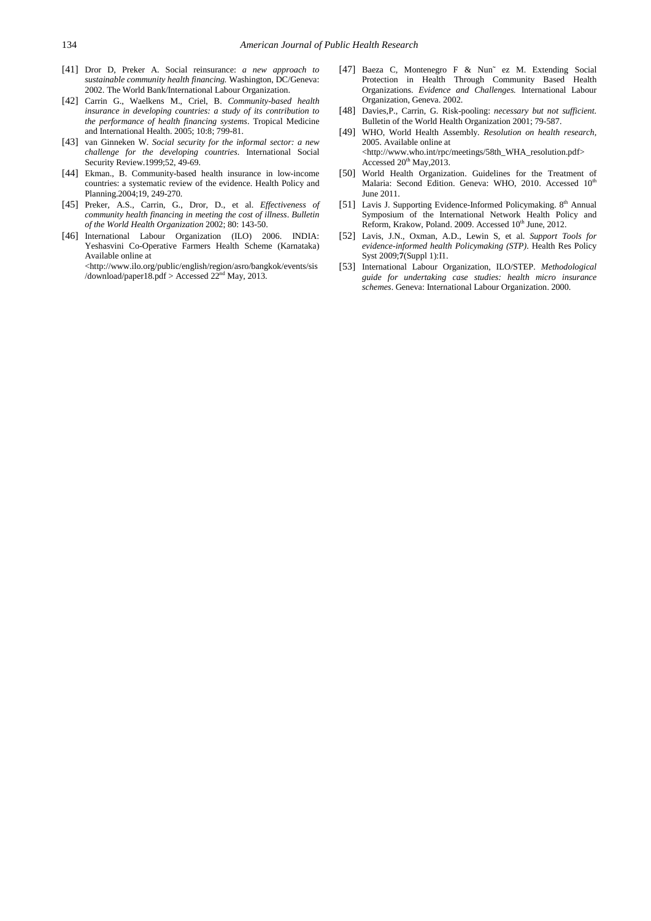[41] Dror D, Preker A. Social reinsurance: *a new approach to sustainable community health financing.* Washington, DC/Geneva: 2002. The World Bank/International Labour Organization.

[42] Carrin G., Waelkens M., Criel, B. *Community-based health insurance in developing countries: a study of its contribution to the performance of health financing systems*. Tropical Medicine and International Health. 2005; 10:8; 799-81.

[43] van Ginneken W. *Social security for the informal sector: a new challenge for the developing countries*. International Social Security Review.1999;52, 49-69.

[44] Ekman., B. Community-based health insurance in low-income countries: a systematic review of the evidence. Health Policy and Planning.2004;19, 249-270.

[45] Preker, A.S., Carrin, G., Dror, D., et al. *Effectiveness of community health financing in meeting the cost of illness*. *Bulletin of the World Health Organization* 2002; 80: 143-50.

[46] International Labour Organization (ILO) 2006. INDIA: Yeshasvini Co-Operative Farmers Health Scheme (Karnataka) Available online at <http://www.ilo.org/public/english/region/asro/bangkok/events/sis/download/paper18.pdf > Accessed 22nd May, 2013.

[47] Baeza C, Montenegro F & Nun˜ ez M. Extending Social Protection in Health Through Community Based Health Organizations. *Evidence and Challenges.* International Labour Organization, Geneva. 2002.

[48] Davies,P., Carrin, G. Risk-pooling: *necessary but not sufficient.* Bulletin of the World Health Organization 2001; 79-587.

[49] WHO, World Health Assembly. *Resolution on health research,* 2005. Available online at <http://www.who.int/rpc/meetings/58th_WHA_resolution.pdf> Accessed 20th May,2013.

[50] World Health Organization. Guidelines for the Treatment of Malaria: Second Edition. Geneva: WHO, 2010. Accessed 10th June 2011.

[51] Lavis J. Supporting Evidence-Informed Policymaking. 8th Annual Symposium of the International Network Health Policy and Reform, Krakow, Poland. 2009. Accessed 10th June, 2012.

[52] Lavis, J.N., Oxman, A.D., Lewin S, et al. *Support Tools for evidence-informed health Policymaking (STP)*. Health Res Policy Syst 2009;**7**(Suppl 1):I1.

[53] International Labour Organization, ILO/STEP. *Methodological guide for undertaking case studies: health micro insurance schemes*. Geneva: International Labour Organization. 2000.